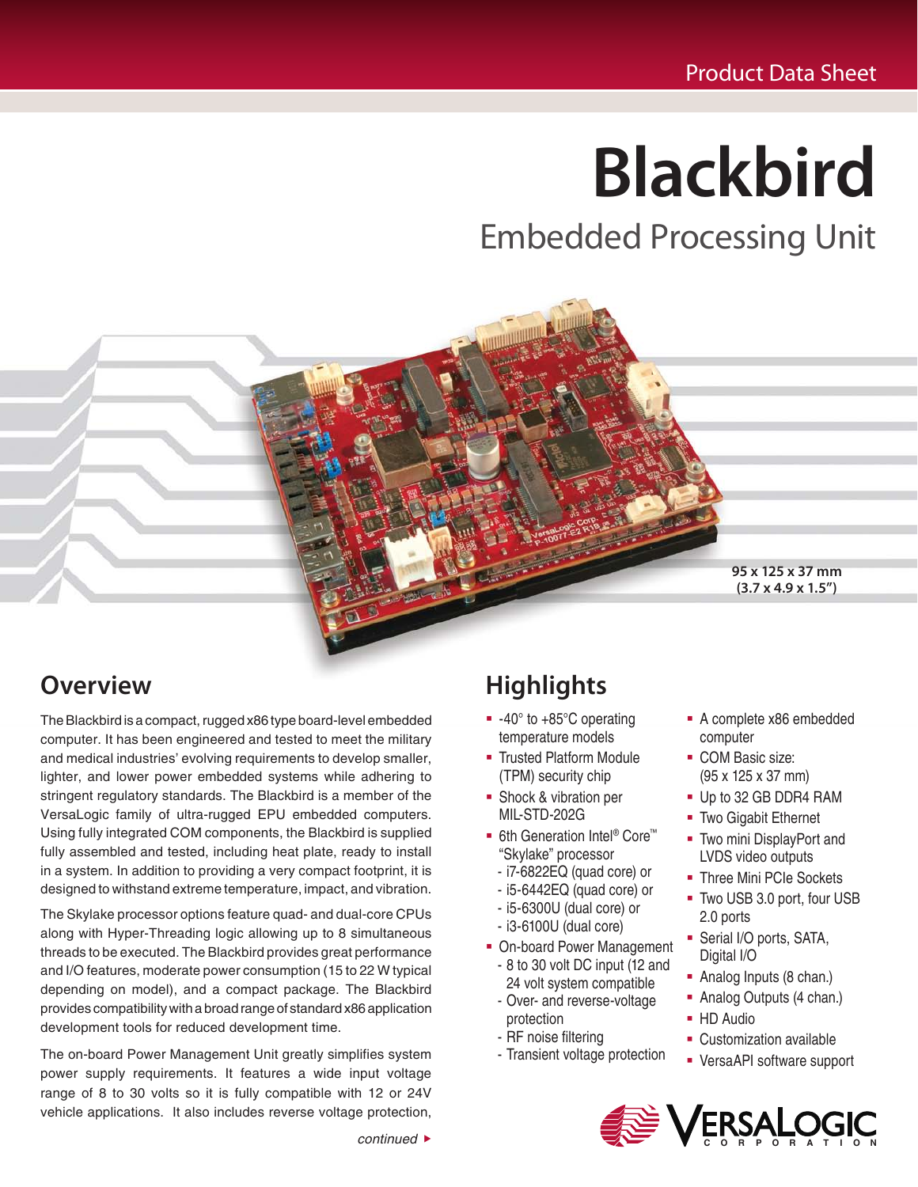Product Data Sheet

# Blackbird

## Embedded Processing Unit

95 x 125 x 37 mm
(3.7 x 4.9 x 1.5")

## Overview

The Blackbird is a compact, rugged x86 type board-level embedded computer. It has been engineered and tested to meet the military and medical industries' evolving requirements to develop smaller, lighter, and lower power embedded systems while adhering to stringent regulatory standards. The Blackbird is a member of the VersaLogic family of ultra-rugged EPU embedded computers. Using fully integrated COM components, the Blackbird is supplied fully assembled and tested, including heat plate, ready to install in a system. In addition to providing a very compact footprint, it is designed to withstand extreme temperature, impact, and vibration.

The Skylake processor options feature quad- and dual-core CPUs along with Hyper-Threading logic allowing up to 8 simultaneous threads to be executed. The Blackbird provides great performance and I/O features, moderate power consumption (15 to 22 W typical depending on model), and a compact package. The Blackbird provides compatibility with a broad range of standard x86 application development tools for reduced development time.

The on-board Power Management Unit greatly simplifies system power supply requirements. It features a wide input voltage range of 8 to 30 volts so it is fully compatible with 12 or 24V vehicle applications. It also includes reverse voltage protection,

*continued* ▸

## Highlights

- -40° to +85°C operating temperature models
- Trusted Platform Module (TPM) security chip
- Shock & vibration per MIL-STD-202G
- 6th Generation Intel® Core™ "Skylake" processor
  - i7-6822EQ (quad core) or
  - i5-6442EQ (quad core) or
  - i5-6300U (dual core) or
  - i3-6100U (dual core)
- On-board Power Management
  - 8 to 30 volt DC input (12 and 24 volt system compatible
  - Over- and reverse-voltage protection
  - RF noise filtering
  - Transient voltage protection
- A complete x86 embedded computer
- COM Basic size: (95 x 125 x 37 mm)
- Up to 32 GB DDR4 RAM
- Two Gigabit Ethernet
- Two mini DisplayPort and LVDS video outputs
- Three Mini PCIe Sockets
- Two USB 3.0 port, four USB 2.0 ports
- Serial I/O ports, SATA, Digital I/O
- Analog Inputs (8 chan.)
- Analog Outputs (4 chan.)
- HD Audio
- Customization available
- VersaAPI software support

VersaLogic Corporation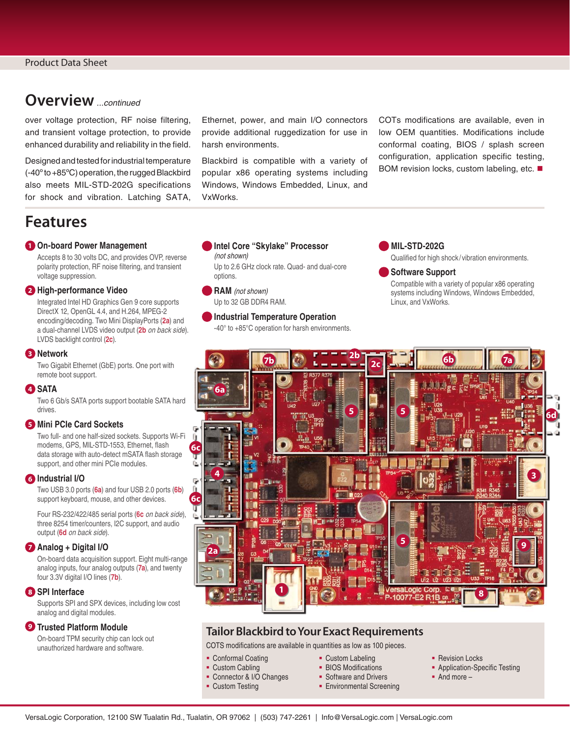## Overview *...continued*

over voltage protection, RF noise filtering, and transient voltage protection, to provide enhanced durability and reliability in the field.

Designed and tested for industrial temperature (-40° to +85°C) operation, the rugged Blackbird also meets MIL-STD-202G specifications for shock and vibration. Latching SATA, Ethernet, power, and main I/O connectors provide additional ruggedization for use in harsh environments.

Blackbird is compatible with a variety of popular x86 operating systems including Windows, Windows Embedded, Linux, and VxWorks.

COTs modifications are available, even in low OEM quantities. Modifications include conformal coating, BIOS / splash screen configuration, application specific testing, BOM revision locks, custom labeling, etc. ■

## Features

**1 On-board Power Management**

Accepts 8 to 30 volts DC, and provides OVP, reverse polarity protection, RF noise filtering, and transient voltage suppression.

**2 High-performance Video**

Integrated Intel HD Graphics Gen 9 core supports DirectX 12, OpenGL 4.4, and H.264, MPEG-2 encoding/decoding. Two Mini DisplayPorts (**2a**) and a dual-channel LVDS video output (**2b** *on back side*). LVDS backlight control (**2c**).

**3 Network**

Two Gigabit Ethernet (GbE) ports. One port with remote boot support.

**4 SATA**

Two 6 Gb/s SATA ports support bootable SATA hard drives.

**5 Mini PCIe Card Sockets**

Two full- and one half-sized sockets. Supports Wi-Fi modems, GPS, MIL-STD-1553, Ethernet, flash data storage with auto-detect mSATA flash storage support, and other mini PCIe modules.

**6 Industrial I/O**

Two USB 3.0 ports (**6a**) and four USB 2.0 ports (**6b**) support keyboard, mouse, and other devices.

Four RS-232/422/485 serial ports (**6c** *on back side*), three 8254 timer/counters, I2C support, and audio output (**6d** *on back side*).

**7 Analog + Digital I/O**

On-board data acquisition support. Eight multi-range analog inputs, four analog outputs (**7a**), and twenty four 3.3V digital I/O lines (**7b**).

**8 SPI Interface**

Supports SPI and SPX devices, including low cost analog and digital modules.

**9 Trusted Platform Module**

On-board TPM security chip can lock out unauthorized hardware and software.

**Intel Core "Skylake" Processor** *(not shown)*

Up to 2.6 GHz clock rate. Quad- and dual-core options.

**RAM** *(not shown)*

Up to 32 GB DDR4 RAM.

**Industrial Temperature Operation**

-40° to +85°C operation for harsh environments.

**MIL-STD-202G**

Qualified for high shock/vibration environments.

**Software Support**

Compatible with a variety of popular x86 operating systems including Windows, Windows Embedded, Linux, and VxWorks.

### Tailor Blackbird to Your Exact Requirements

COTS modifications are available in quantities as low as 100 pieces.

- Conformal Coating
- Custom Cabling
- Connector & I/O Changes
- Custom Testing
- Custom Labeling
- BIOS Modifications
- Software and Drivers
- Environmental Screening
- Revision Locks
- Application-Specific Testing
- And more –

VersaLogic Corporation, 12100 SW Tualatin Rd., Tualatin, OR 97062 | (503) 747-2261 | Info@VersaLogic.com | VersaLogic.com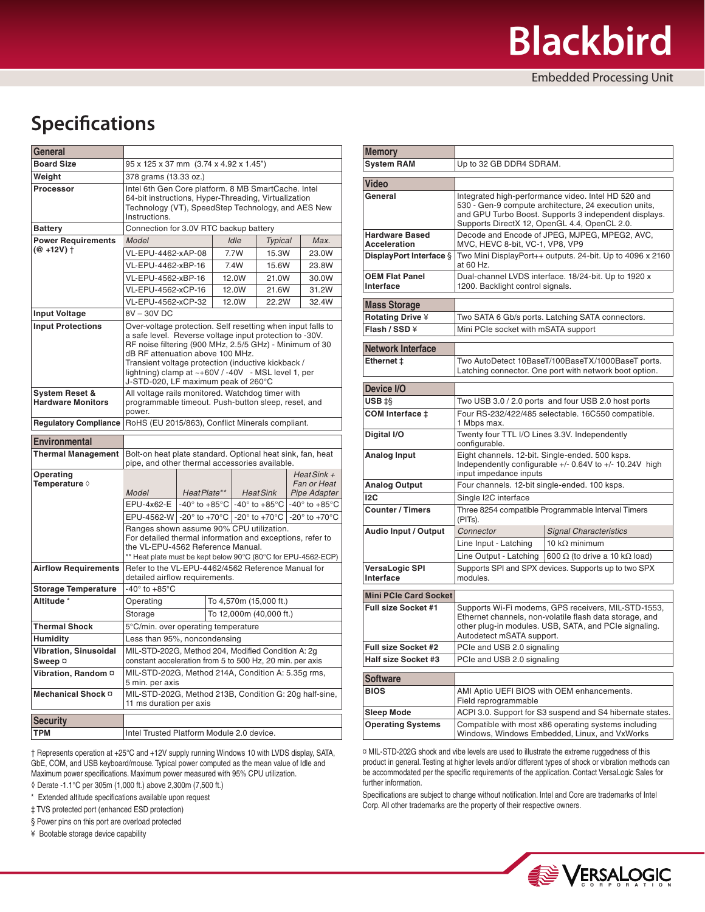## Specifications

| General | |
|---|---|
| **Board Size** | 95 x 125 x 37 mm (3.74 x 4.92 x 1.45") |
| **Weight** | 378 grams (13.33 oz.) |
| **Processor** | Intel 6th Gen Core platform. 8 MB SmartCache. Intel 64-bit instructions, Hyper-Threading, Virtualization Technology (VT), SpeedStep Technology, and AES New Instructions. |
| **Battery** | Connection for 3.0V RTC backup battery |

| **Power Requirements (@ +12V) †** | *Model* | *Idle* | *Typical* | *Max.* |
|---|---|---|---|---|
| | VL-EPU-4462-xAP-08 | 7.7W | 15.3W | 23.0W |
| | VL-EPU-4462-xBP-16 | 7.4W | 15.6W | 23.8W |
| | VL-EPU-4562-xBP-16 | 12.0W | 21.0W | 30.0W |
| | VL-EPU-4562-xCP-16 | 12.0W | 21.6W | 31.2W |
| | VL-EPU-4562-xCP-32 | 12.0W | 22.2W | 32.4W |

| | |
|---|---|
| **Input Voltage** | 8V – 30V DC |
| **Input Protections** | Over-voltage protection. Self resetting when input falls to a safe level. Reverse voltage input protection to -30V. RF noise filtering (900 MHz, 2.5/5 GHz) - Minimum of 30 dB RF attenuation above 100 MHz. Transient voltage protection (inductive kickback / lightning) clamp at ~+60V / -40V - MSL level 1, per J-STD-020, LF maximum peak of 260°C |
| **System Reset & Hardware Monitors** | All voltage rails monitored. Watchdog timer with programmable timeout. Push-button sleep, reset, and power. |
| **Regulatory Compliance** | RoHS (EU 2015/863), Conflict Minerals compliant. |

| Environmental | |
|---|---|
| **Thermal Management** | Bolt-on heat plate standard. Optional heat sink, fan, heat pipe, and other thermal accessories available. |

| **Operating Temperature ◊** | *Model* | *Heat Plate\*\** | *Heat Sink* | *Heat Sink + Fan or Heat Pipe Adapter* |
|---|---|---|---|---|
| | EPU-4x62-E | -40° to +85°C | -40° to +85°C | -40° to +85°C |
| | EPU-4562-W | -20° to +70°C | -20° to +70°C | -20° to +70°C |
| | Ranges shown assume 90% CPU utilization. For detailed thermal information and exceptions, refer to the VL-EPU-4562 Reference Manual. ** Heat plate must be kept below 90°C (80°C for EPU-4562-ECP) | | | |

| | | |
|---|---|---|
| **Airflow Requirements** | Refer to the VL-EPU-4462/4562 Reference Manual for detailed airflow requirements. | |
| **Storage Temperature** | -40° to +85°C | |
| **Altitude \*** | Operating | To 4,570m (15,000 ft.) |
| | Storage | To 12,000m (40,000 ft.) |
| **Thermal Shock** | 5°C/min. over operating temperature | |
| **Humidity** | Less than 95%, noncondensing | |
| **Vibration, Sinusoidal Sweep ¤** | MIL-STD-202G, Method 204, Modified Condition A: 2g constant acceleration from 5 to 500 Hz, 20 min. per axis | |
| **Vibration, Random ¤** | MIL-STD-202G, Method 214A, Condition A: 5.35g rms, 5 min. per axis | |
| **Mechanical Shock ¤** | MIL-STD-202G, Method 213B, Condition G: 20g half-sine, 11 ms duration per axis | |

| Security | |
|---|---|
| **TPM** | Intel Trusted Platform Module 2.0 device. |

† Represents operation at +25°C and +12V supply running Windows 10 with LVDS display, SATA, GbE, COM, and USB keyboard/mouse. Typical power computed as the mean value of Idle and Maximum power specifications. Maximum power measured with 95% CPU utilization.

◊ Derate -1.1°C per 305m (1,000 ft.) above 2,300m (7,500 ft.)

\* Extended altitude specifications available upon request

‡ TVS protected port (enhanced ESD protection)

§ Power pins on this port are overload protected

¥ Bootable storage device capability

| Memory | |
|---|---|
| **System RAM** | Up to 32 GB DDR4 SDRAM. |

| Video | |
|---|---|
| **General** | Integrated high-performance video. Intel HD 520 and 530 - Gen-9 compute architecture, 24 execution units, and GPU Turbo Boost. Supports 3 independent displays. Supports DirectX 12, OpenGL 4.4, OpenCL 2.0. |
| **Hardware Based Acceleration** | Decode and Encode of JPEG, MJPEG, MPEG2, AVC, MVC, HEVC 8-bit, VC-1, VP8, VP9 |
| **DisplayPort Interface §** | Two Mini DisplayPort++ outputs. 24-bit. Up to 4096 x 2160 at 60 Hz. |
| **OEM Flat Panel Interface** | Dual-channel LVDS interface. 18/24-bit. Up to 1920 x 1200. Backlight control signals. |

| Mass Storage | |
|---|---|
| **Rotating Drive ¥** | Two SATA 6 Gb/s ports. Latching SATA connectors. |
| **Flash / SSD ¥** | Mini PCIe socket with mSATA support |

| Network Interface | |
|---|---|
| **Ethernet ‡** | Two AutoDetect 10BaseT/100BaseTX/1000BaseT ports. Latching connector. One port with network boot option. |

| Device I/O | | |
|---|---|---|
| **USB ‡§** | Two USB 3.0 / 2.0 ports and four USB 2.0 host ports | |
| **COM Interface ‡** | Four RS-232/422/485 selectable. 16C550 compatible. 1 Mbps max. | |
| **Digital I/O** | Twenty four TTL I/O Lines 3.3V. Independently configurable. | |
| **Analog Input** | Eight channels. 12-bit. Single-ended. 500 ksps. Independently configurable +/- 0.64V to +/- 10.24V high input impedance inputs | |
| **Analog Output** | Four channels. 12-bit single-ended. 100 ksps. | |
| **I2C** | Single I2C interface | |
| **Counter / Timers** | Three 8254 compatible Programmable Interval Timers (PITs). | |
| **Audio Input / Output** | *Connector* | *Signal Characteristics* |
| | Line Input - Latching | 10 kΩ minimum |
| | Line Output - Latching | 600 Ω (to drive a 10 kΩ load) |
| **VersaLogic SPI Interface** | Supports SPI and SPX devices. Supports up to two SPX modules. | |

| Mini PCIe Card Socket | |
|---|---|
| **Full size Socket #1** | Supports Wi-Fi modems, GPS receivers, MIL-STD-1553, Ethernet channels, non-volatile flash data storage, and other plug-in modules. USB, SATA, and PCIe signaling. Autodetect mSATA support. |
| **Full size Socket #2** | PCIe and USB 2.0 signaling |
| **Half size Socket #3** | PCIe and USB 2.0 signaling |

| Software | |
|---|---|
| **BIOS** | AMI Aptio UEFI BIOS with OEM enhancements. Field reprogrammable |
| **Sleep Mode** | ACPI 3.0. Support for S3 suspend and S4 hibernate states. |
| **Operating Systems** | Compatible with most x86 operating systems including Windows, Windows Embedded, Linux, and VxWorks |

¤ MIL-STD-202G shock and vibe levels are used to illustrate the extreme ruggedness of this product in general. Testing at higher levels and/or different types of shock or vibration methods can be accommodated per the specific requirements of the application. Contact VersaLogic Sales for further information.

Specifications are subject to change without notification. Intel and Core are trademarks of Intel Corp. All other trademarks are the property of their respective owners.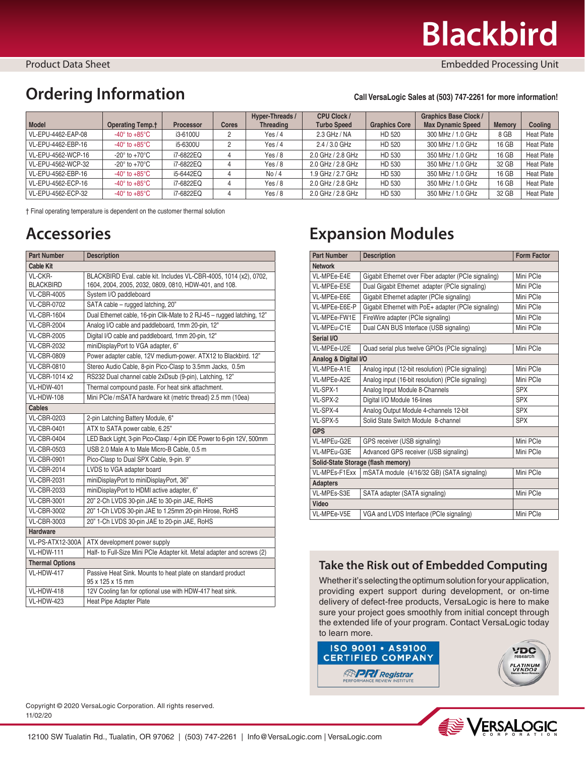## Ordering Information

**Call VersaLogic Sales at (503) 747-2261 for more information!**

| Model | Operating Temp.† | Processor | Cores | Hyper-Threads / Threading | CPU Clock / Turbo Speed | Graphics Core | Graphics Base Clock / Max Dynamic Speed | Memory | Cooling |
|---|---|---|---|---|---|---|---|---|---|
| VL-EPU-4462-EAP-08 | -40° to +85°C | i3-6100U | 2 | Yes / 4 | 2.3 GHz / NA | HD 520 | 300 MHz / 1.0 GHz | 8 GB | Heat Plate |
| VL-EPU-4462-EBP-16 | -40° to +85°C | i5-6300U | 2 | Yes / 4 | 2.4 / 3.0 GHz | HD 520 | 300 MHz / 1.0 GHz | 16 GB | Heat Plate |
| VL-EPU-4562-WCP-16 | -20° to +70°C | i7-6822EQ | 4 | Yes / 8 | 2.0 GHz / 2.8 GHz | HD 530 | 350 MHz / 1.0 GHz | 16 GB | Heat Plate |
| VL-EPU-4562-WCP-32 | -20° to +70°C | i7-6822EQ | 4 | Yes / 8 | 2.0 GHz / 2.8 GHz | HD 530 | 350 MHz / 1.0 GHz | 32 GB | Heat Plate |
| VL-EPU-4562-EBP-16 | -40° to +85°C | i5-6442EQ | 4 | No / 4 | 1.9 GHz / 2.7 GHz | HD 530 | 350 MHz / 1.0 GHz | 16 GB | Heat Plate |
| VL-EPU-4562-ECP-16 | -40° to +85°C | i7-6822EQ | 4 | Yes / 8 | 2.0 GHz / 2.8 GHz | HD 530 | 350 MHz / 1.0 GHz | 16 GB | Heat Plate |
| VL-EPU-4562-ECP-32 | -40° to +85°C | i7-6822EQ | 4 | Yes / 8 | 2.0 GHz / 2.8 GHz | HD 530 | 350 MHz / 1.0 GHz | 32 GB | Heat Plate |

† Final operating temperature is dependent on the customer thermal solution

## Accessories

| Part Number | Description |
|---|---|
| **Cable Kit** | |
| VL-CKR-BLACKBIRD | BLACKBIRD Eval. cable kit. Includes VL-CBR-4005, 1014 (x2), 0702, 1604, 2004, 2005, 2032, 0809, 0810, HDW-401, and 108. |
| VL-CBR-4005 | System I/O paddleboard |
| VL-CBR-0702 | SATA cable – rugged latching, 20" |
| VL-CBR-1604 | Dual Ethernet cable, 16-pin Clik-Mate to 2 RJ-45 – rugged latching, 12" |
| VL-CBR-2004 | Analog I/O cable and paddleboard, 1mm 20-pin, 12" |
| VL-CBR-2005 | Digital I/O cable and paddleboard, 1mm 20-pin, 12" |
| VL-CBR-2032 | miniDisplayPort to VGA adapter, 6" |
| VL-CBR-0809 | Power adapter cable, 12V medium-power. ATX12 to Blackbird. 12" |
| VL-CBR-0810 | Stereo Audio Cable, 8-pin Pico-Clasp to 3.5mm Jacks, 0.5m |
| VL-CBR-1014 x2 | RS232 Dual channel cable 2xDsub (9-pin), Latching, 12" |
| VL-HDW-401 | Thermal compound paste. For heat sink attachment. |
| VL-HDW-108 | Mini PCIe/mSATA hardware kit (metric thread) 2.5 mm (10ea) |
| **Cables** | |
| VL-CBR-0203 | 2-pin Latching Battery Module, 6" |
| VL-CBR-0401 | ATX to SATA power cable, 6.25" |
| VL-CBR-0404 | LED Back Light, 3-pin Pico-Clasp / 4-pin IDE Power to 6-pin 12V, 500mm |
| VL-CBR-0503 | USB 2.0 Male A to Male Micro-B Cable, 0.5 m |
| VL-CBR-0901 | Pico-Clasp to Dual SPX Cable, 9-pin. 9" |
| VL-CBR-2014 | LVDS to VGA adapter board |
| VL-CBR-2031 | miniDisplayPort to miniDisplayPort, 36" |
| VL-CBR-2033 | miniDisplayPort to HDMI active adapter, 6" |
| VL-CBR-3001 | 20" 2-Ch LVDS 30-pin JAE to 30-pin JAE, RoHS |
| VL-CBR-3002 | 20" 1-Ch LVDS 30-pin JAE to 1.25mm 20-pin Hirose, RoHS |
| VL-CBR-3003 | 20" 1-Ch LVDS 30-pin JAE to 20-pin JAE, RoHS |
| **Hardware** | |
| VL-PS-ATX12-300A | ATX development power supply |
| VL-HDW-111 | Half- to Full-Size Mini PCIe Adapter kit. Metal adapter and screws (2) |
| **Thermal Options** | |
| VL-HDW-417 | Passive Heat Sink. Mounts to heat plate on standard product 95 x 125 x 15 mm |
| VL-HDW-418 | 12V Cooling fan for optional use with HDW-417 heat sink. |
| VL-HDW-423 | Heat Pipe Adapter Plate |

## Expansion Modules

| Part Number | Description | Form Factor |
|---|---|---|
| **Network** | | |
| VL-MPEe-E4E | Gigabit Ethernet over Fiber adapter (PCIe signaling) | Mini PCIe |
| VL-MPEe-E5E | Dual Gigabit Ethernet adapter (PCIe signaling) | Mini PCIe |
| VL-MPEe-E6E | Gigabit Ethernet adapter (PCIe signaling) | Mini PCIe |
| VL-MPEe-E6E-P | Gigabit Ethernet with PoE+ adapter (PCIe signaling) | Mini PCIe |
| VL-MPEe-FW1E | FireWire adapter (PCIe signaling) | Mini PCIe |
| VL-MPEu-C1E | Dual CAN BUS Interface (USB signaling) | Mini PCIe |
| **Serial I/O** | | |
| VL-MPEe-U2E | Quad serial plus twelve GPIOs (PCIe signaling) | Mini PCIe |
| **Analog & Digital I/O** | | |
| VL-MPEe-A1E | Analog input (12-bit resolution) (PCIe signaling) | Mini PCIe |
| VL-MPEe-A2E | Analog input (16-bit resolution) (PCIe signaling) | Mini PCIe |
| VL-SPX-1 | Analog Input Module 8-Channels | SPX |
| VL-SPX-2 | Digital I/O Module 16-lines | SPX |
| VL-SPX-4 | Analog Output Module 4-channels 12-bit | SPX |
| VL-SPX-5 | Solid State Switch Module 8-channel | SPX |
| **GPS** | | |
| VL-MPEu-G2E | GPS receiver (USB signaling) | Mini PCIe |
| VL-MPEu-G3E | Advanced GPS receiver (USB signaling) | Mini PCIe |
| **Solid-State Storage (flash memory)** | | |
| VL-MPEs-F1Exx | mSATA module (4/16/32 GB) (SATA signaling) | Mini PCIe |
| **Adapters** | | |
| VL-MPEs-S3E | SATA adapter (SATA signaling) | Mini PCIe |
| **Video** | | |
| VL-MPEe-V5E | VGA and LVDS Interface (PCIe signaling) | Mini PCIe |

### Take the Risk out of Embedded Computing

Whether it's selecting the optimum solution for your application, providing expert support during development, or on-time delivery of defect-free products, VersaLogic is here to make sure your project goes smoothly from initial concept through the extended life of your program. Contact VersaLogic today to learn more.

ISO 9001 • AS9100 CERTIFIED COMPANY

PRI Registrar — PERFORMANCE REVIEW INSTITUTE

VDC research PLATINUM VENDOR

Copyright © 2020 VersaLogic Corporation. All rights reserved.
11/02/20

12100 SW Tualatin Rd., Tualatin, OR 97062 | (503) 747-2261 | Info@VersaLogic.com | VersaLogic.com